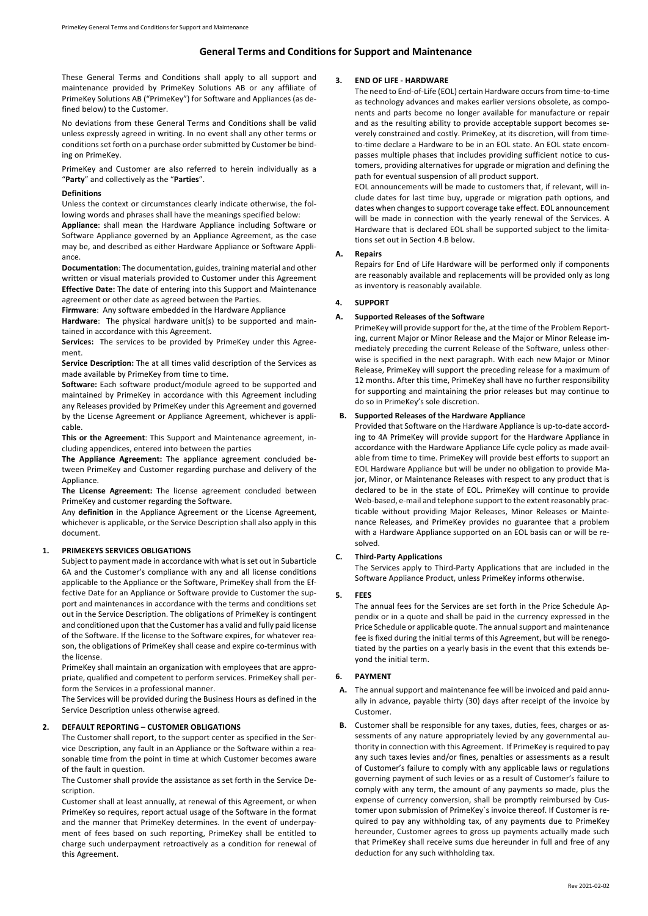# General Terms and Conditions for Support and Maintenance

These General Terms and Conditions shall apply to all support and maintenance provided by PrimeKey Solutions AB or any affiliate of PrimeKey Solutions AB ("PrimeKey") for Software and Appliances (as defined below) to the Customer.

No deviations from these General Terms and Conditions shall be valid unless expressly agreed in writing. In no event shall any other terms or conditions set forth on a purchase order submitted by Customer be binding on PrimeKey.

PrimeKey and Customer are also referred to herein individually as a "**Party**" and collectively as the "**Parties**".

**Definitions**

Unless the context or circumstances clearly indicate otherwise, the following words and phrases shall have the meanings specified below:

**Appliance**: shall mean the Hardware Appliance including Software or Software Appliance governed by an Appliance Agreement, as the case may be, and described as either Hardware Appliance or Software Appliance.

**Documentation**: The documentation, guides, training material and other written or visual materials provided to Customer under this Agreement

**Effective Date:** The date of entering into this Support and Maintenance agreement or other date as agreed between the Parties.

**Firmware**: Any software embedded in the Hardware Appliance

**Hardware**: The physical hardware unit(s) to be supported and maintained in accordance with this Agreement.

**Services:** The services to be provided by PrimeKey under this Agreement.

**Service Description:** The at all times valid description of the Services as made available by PrimeKey from time to time.

**Software:** Each software product/module agreed to be supported and maintained by PrimeKey in accordance with this Agreement including any Releases provided by PrimeKey under this Agreement and governed by the License Agreement or Appliance Agreement, whichever is applicable.

**This or the Agreement**: This Support and Maintenance agreement, including appendices, entered into between the parties

**The Appliance Agreement:** The appliance agreement concluded between PrimeKey and Customer regarding purchase and delivery of the Appliance.

**The License Agreement:** The license agreement concluded between PrimeKey and customer regarding the Software.

Any **definition** in the Appliance Agreement or the License Agreement, whichever is applicable, or the Service Description shall also apply in this document.

## 1. PRIMEKEYS SERVICES OBLIGATIONS

Subject to payment made in accordance with what is set out in Subarticle 6A and the Customer's compliance with any and all license conditions applicable to the Appliance or the Software, PrimeKey shall from the Effective Date for an Appliance or Software provide to Customer the support and maintenances in accordance with the terms and conditions set out in the Service Description. The obligations of PrimeKey is contingent and conditioned upon that the Customer has a valid and fully paid license of the Software. If the license to the Software expires, for whatever reason, the obligations of PrimeKey shall cease and expire co-terminus with the license.

PrimeKey shall maintain an organization with employees that are appropriate, qualified and competent to perform services. PrimeKey shall perform the Services in a professional manner.

The Services will be provided during the Business Hours as defined in the Service Description unless otherwise agreed.

## 2. DEFAULT REPORTING – CUSTOMER OBLIGATIONS

The Customer shall report, to the support center as specified in the Service Description, any fault in an Appliance or the Software within a reasonable time from the point in time at which Customer becomes aware of the fault in question.

The Customer shall provide the assistance as set forth in the Service Description.

Customer shall at least annually, at renewal of this Agreement, or when PrimeKey so requires, report actual usage of the Software in the format and the manner that PrimeKey determines. In the event of underpayment of fees based on such reporting, PrimeKey shall be entitled to charge such underpayment retroactively as a condition for renewal of this Agreement.

## 3. END OF LIFE - HARDWARE

The need to End-of-Life (EOL) certain Hardware occurs from time-to-time as technology advances and makes earlier versions obsolete, as components and parts become no longer available for manufacture or repair and as the resulting ability to provide acceptable support becomes severely constrained and costly. PrimeKey, at its discretion, will from time-to-time declare a Hardware to be in an EOL state. An EOL state encompasses multiple phases that includes providing sufficient notice to customers, providing alternatives for upgrade or migration and defining the path for eventual suspension of all product support.

EOL announcements will be made to customers that, if relevant, will include dates for last time buy, upgrade or migration path options, and dates when changes to support coverage take effect. EOL announcement will be made in connection with the yearly renewal of the Services. A Hardware that is declared EOL shall be supported subject to the limitations set out in Section 4.B below.

### A. Repairs

Repairs for End of Life Hardware will be performed only if components are reasonably available and replacements will be provided only as long as inventory is reasonably available.

## 4. SUPPORT

### A. Supported Releases of the Software

PrimeKey will provide support for the, at the time of the Problem Reporting, current Major or Minor Release and the Major or Minor Release immediately preceding the current Release of the Software, unless otherwise is specified in the next paragraph. With each new Major or Minor Release, PrimeKey will support the preceding release for a maximum of 12 months. After this time, PrimeKey shall have no further responsibility for supporting and maintaining the prior releases but may continue to do so in PrimeKey's sole discretion.

### B. Supported Releases of the Hardware Appliance

Provided that Software on the Hardware Appliance is up-to-date according to 4A PrimeKey will provide support for the Hardware Appliance in accordance with the Hardware Appliance Life cycle policy as made available from time to time. PrimeKey will provide best efforts to support an EOL Hardware Appliance but will be under no obligation to provide Major, Minor, or Maintenance Releases with respect to any product that is declared to be in the state of EOL. PrimeKey will continue to provide Web-based, e-mail and telephone support to the extent reasonably practicable without providing Major Releases, Minor Releases or Maintenance Releases, and PrimeKey provides no guarantee that a problem with a Hardware Appliance supported on an EOL basis can or will be resolved.

### C. Third-Party Applications

The Services apply to Third-Party Applications that are included in the Software Appliance Product, unless PrimeKey informs otherwise.

## 5. FEES

The annual fees for the Services are set forth in the Price Schedule Appendix or in a quote and shall be paid in the currency expressed in the Price Schedule or applicable quote. The annual support and maintenance fee is fixed during the initial terms of this Agreement, but will be renegotiated by the parties on a yearly basis in the event that this extends beyond the initial term.

## 6. PAYMENT

**A.** The annual support and maintenance fee will be invoiced and paid annually in advance, payable thirty (30) days after receipt of the invoice by Customer.

**B.** Customer shall be responsible for any taxes, duties, fees, charges or assessments of any nature appropriately levied by any governmental authority in connection with this Agreement. If PrimeKey is required to pay any such taxes levies and/or fines, penalties or assessments as a result of Customer's failure to comply with any applicable laws or regulations governing payment of such levies or as a result of Customer's failure to comply with any term, the amount of any payments so made, plus the expense of currency conversion, shall be promptly reimbursed by Customer upon submission of PrimeKey´s invoice thereof. If Customer is required to pay any withholding tax, of any payments due to PrimeKey hereunder, Customer agrees to gross up payments actually made such that PrimeKey shall receive sums due hereunder in full and free of any deduction for any such withholding tax.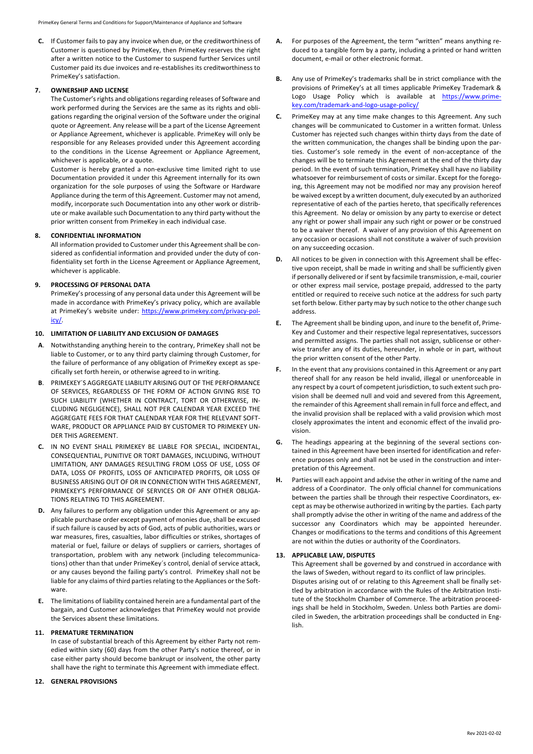**C.** If Customer fails to pay any invoice when due, or the creditworthiness of Customer is questioned by PrimeKey, then PrimeKey reserves the right after a written notice to the Customer to suspend further Services until Customer paid its due invoices and re-establishes its creditworthiness to PrimeKey's satisfaction.

## 7. OWNERSHIP AND LICENSE

The Customer's rights and obligations regarding releases of Software and work performed during the Services are the same as its rights and obligations regarding the original version of the Software under the original quote or Agreement. Any release will be a part of the License Agreement or Appliance Agreement, whichever is applicable. PrimeKey will only be responsible for any Releases provided under this Agreement according to the conditions in the License Agreement or Appliance Agreement, whichever is applicable, or a quote.

Customer is hereby granted a non-exclusive time limited right to use Documentation provided it under this Agreement internally for its own organization for the sole purposes of using the Software or Hardware Appliance during the term of this Agreement. Customer may not amend, modify, incorporate such Documentation into any other work or distribute or make available such Documentation to any third party without the prior written consent from PrimeKey in each individual case.

## 8. CONFIDENTIAL INFORMATION

All information provided to Customer under this Agreement shall be considered as confidential information and provided under the duty of confidentiality set forth in the License Agreement or Appliance Agreement, whichever is applicable.

## 9. PROCESSING OF PERSONAL DATA

PrimeKey's processing of any personal data under this Agreement will be made in accordance with PrimeKey's privacy policy, which are available at PrimeKey's website under: https://www.primekey.com/privacy-policy/.

## 10. LIMITATION OF LIABILITY AND EXCLUSION OF DAMAGES

**A**. Notwithstanding anything herein to the contrary, PrimeKey shall not be liable to Customer, or to any third party claiming through Customer, for the failure of performance of any obligation of PrimeKey except as specifically set forth herein, or otherwise agreed to in writing.

**B**. PRIMEKEY´S AGGREGATE LIABILITY ARISING OUT OF THE PERFORMANCE OF SERVICES, REGARDLESS OF THE FORM OF ACTION GIVING RISE TO SUCH LIABILITY (WHETHER IN CONTRACT, TORT OR OTHERWISE, INCLUDING NEGLIGENCE), SHALL NOT PER CALENDAR YEAR EXCEED THE AGGREGATE FEES FOR THAT CALENDAR YEAR FOR THE RELEVANT SOFTWARE, PRODUCT OR APPLIANCE PAID BY CUSTOMER TO PRIMEKEY UNDER THIS AGREEMENT.

**C.** IN NO EVENT SHALL PRIMEKEY BE LIABLE FOR SPECIAL, INCIDENTAL, CONSEQUENTIAL, PUNITIVE OR TORT DAMAGES, INCLUDING, WITHOUT LIMITATION, ANY DAMAGES RESULTING FROM LOSS OF USE, LOSS OF DATA, LOSS OF PROFITS, LOSS OF ANTICIPATED PROFITS, OR LOSS OF BUSINESS ARISING OUT OF OR IN CONNECTION WITH THIS AGREEMENT, PRIMEKEY'S PERFORMANCE OF SERVICES OR OF ANY OTHER OBLIGATIONS RELATING TO THIS AGREEMENT.

**D.** Any failures to perform any obligation under this Agreement or any applicable purchase order except payment of monies due, shall be excused if such failure is caused by acts of God, acts of public authorities, wars or war measures, fires, casualties, labor difficulties or strikes, shortages of material or fuel, failure or delays of suppliers or carriers, shortages of transportation, problem with any network (including telecommunications) other than that under PrimeKey´s control, denial of service attack, or any causes beyond the failing party's control. PrimeKey shall not be liable for any claims of third parties relating to the Appliances or the Software.

**E.** The limitations of liability contained herein are a fundamental part of the bargain, and Customer acknowledges that PrimeKey would not provide the Services absent these limitations.

## 11. PREMATURE TERMINATION

In case of substantial breach of this Agreement by either Party not remedied within sixty (60) days from the other Party's notice thereof, or in case either party should become bankrupt or insolvent, the other party shall have the right to terminate this Agreement with immediate effect.

## 12. GENERAL PROVISIONS

**A.** For purposes of the Agreement, the term "written" means anything reduced to a tangible form by a party, including a printed or hand written document, e-mail or other electronic format.

**B.** Any use of PrimeKey's trademarks shall be in strict compliance with the provisions of PrimeKey's at all times applicable PrimeKey Trademark & Logo Usage Policy which is available at https://www.primekey.com/trademark-and-logo-usage-policy/

**C.** PrimeKey may at any time make changes to this Agreement. Any such changes will be communicated to Customer in a written format. Unless Customer has rejected such changes within thirty days from the date of the written communication, the changes shall be binding upon the parties. Customer's sole remedy in the event of non-acceptance of the changes will be to terminate this Agreement at the end of the thirty day period. In the event of such termination, PrimeKey shall have no liability whatsoever for reimbursement of costs or similar. Except for the foregoing, this Agreement may not be modified nor may any provision hereof be waived except by a written document, duly executed by an authorized representative of each of the parties hereto, that specifically references this Agreement. No delay or omission by any party to exercise or detect any right or power shall impair any such right or power or be construed to be a waiver thereof. A waiver of any provision of this Agreement on any occasion or occasions shall not constitute a waiver of such provision on any succeeding occasion.

**D.** All notices to be given in connection with this Agreement shall be effective upon receipt, shall be made in writing and shall be sufficiently given if personally delivered or if sent by facsimile transmission, e-mail, courier or other express mail service, postage prepaid, addressed to the party entitled or required to receive such notice at the address for such party set forth below. Either party may by such notice to the other change such address.

**E.** The Agreement shall be binding upon, and inure to the benefit of, PrimeKey and Customer and their respective legal representatives, successors and permitted assigns. The parties shall not assign, sublicense or otherwise transfer any of its duties, hereunder, in whole or in part, without the prior written consent of the other Party.

**F.** In the event that any provisions contained in this Agreement or any part thereof shall for any reason be held invalid, illegal or unenforceable in any respect by a court of competent jurisdiction, to such extent such provision shall be deemed null and void and severed from this Agreement, the remainder of this Agreement shall remain in full force and effect, and the invalid provision shall be replaced with a valid provision which most closely approximates the intent and economic effect of the invalid provision.

**G.** The headings appearing at the beginning of the several sections contained in this Agreement have been inserted for identification and reference purposes only and shall not be used in the construction and interpretation of this Agreement.

**H.** Parties will each appoint and advise the other in writing of the name and address of a Coordinator. The only official channel for communications between the parties shall be through their respective Coordinators, except as may be otherwise authorized in writing by the parties. Each party shall promptly advise the other in writing of the name and address of the successor any Coordinators which may be appointed hereunder. Changes or modifications to the terms and conditions of this Agreement are not within the duties or authority of the Coordinators.

## 13. APPLICABLE LAW, DISPUTES

This Agreement shall be governed by and construed in accordance with the laws of Sweden, without regard to its conflict of law principles.

Disputes arising out of or relating to this Agreement shall be finally settled by arbitration in accordance with the Rules of the Arbitration Institute of the Stockholm Chamber of Commerce. The arbitration proceedings shall be held in Stockholm, Sweden. Unless both Parties are domiciled in Sweden, the arbitration proceedings shall be conducted in English.